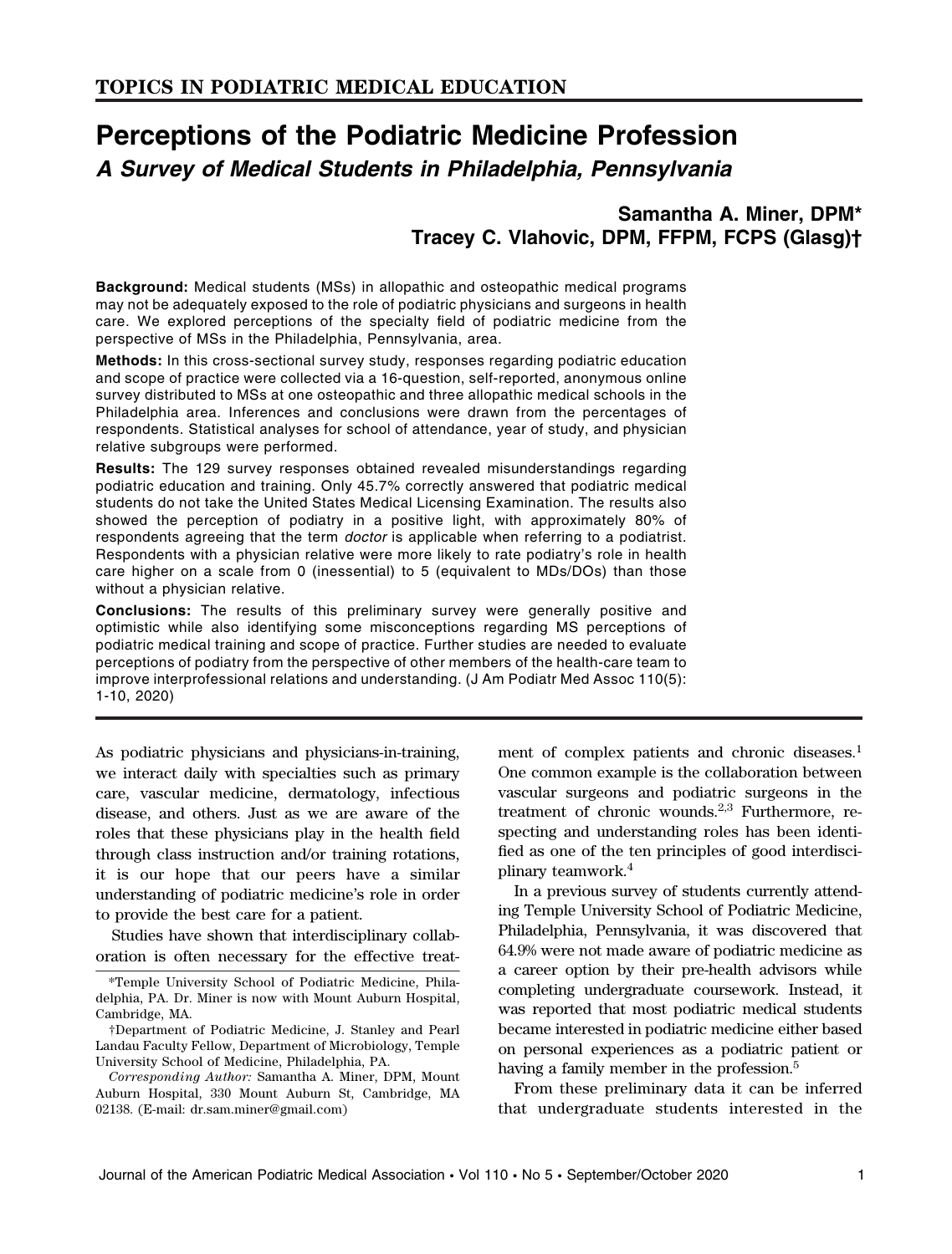**TOPICS IN PODIATRIC MEDICAL EDUCATION**

# Perceptions of the Podiatric Medicine Profession

## *A Survey of Medical Students in Philadelphia, Pennsylvania*

**Samantha A. Miner, DPM***
**Tracey C. Vlahovic, DPM, FFPM, FCPS (Glasg)†**

**Background:** Medical students (MSs) in allopathic and osteopathic medical programs may not be adequately exposed to the role of podiatric physicians and surgeons in health care. We explored perceptions of the specialty field of podiatric medicine from the perspective of MSs in the Philadelphia, Pennsylvania, area.

**Methods:** In this cross-sectional survey study, responses regarding podiatric education and scope of practice were collected via a 16-question, self-reported, anonymous online survey distributed to MSs at one osteopathic and three allopathic medical schools in the Philadelphia area. Inferences and conclusions were drawn from the percentages of respondents. Statistical analyses for school of attendance, year of study, and physician relative subgroups were performed.

**Results:** The 129 survey responses obtained revealed misunderstandings regarding podiatric education and training. Only 45.7% correctly answered that podiatric medical students do not take the United States Medical Licensing Examination. The results also showed the perception of podiatry in a positive light, with approximately 80% of respondents agreeing that the term *doctor* is applicable when referring to a podiatrist. Respondents with a physician relative were more likely to rate podiatry's role in health care higher on a scale from 0 (inessential) to 5 (equivalent to MDs/DOs) than those without a physician relative.

**Conclusions:** The results of this preliminary survey were generally positive and optimistic while also identifying some misconceptions regarding MS perceptions of podiatric medical training and scope of practice. Further studies are needed to evaluate perceptions of podiatry from the perspective of other members of the health-care team to improve interprofessional relations and understanding. (J Am Podiatr Med Assoc 110(5): 1-10, 2020)

As podiatric physicians and physicians-in-training, we interact daily with specialties such as primary care, vascular medicine, dermatology, infectious disease, and others. Just as we are aware of the roles that these physicians play in the health field through class instruction and/or training rotations, it is our hope that our peers have a similar understanding of podiatric medicine's role in order to provide the best care for a patient.

Studies have shown that interdisciplinary collaboration is often necessary for the effective treatment of complex patients and chronic diseases.[1] One common example is the collaboration between vascular surgeons and podiatric surgeons in the treatment of chronic wounds.[2,3] Furthermore, respecting and understanding roles has been identified as one of the ten principles of good interdisciplinary teamwork.[4]

In a previous survey of students currently attending Temple University School of Podiatric Medicine, Philadelphia, Pennsylvania, it was discovered that 64.9% were not made aware of podiatric medicine as a career option by their pre-health advisors while completing undergraduate coursework. Instead, it was reported that most podiatric medical students became interested in podiatric medicine either based on personal experiences as a podiatric patient or having a family member in the profession.[5]

From these preliminary data it can be inferred that undergraduate students interested in the

*Temple University School of Podiatric Medicine, Philadelphia, PA. Dr. Miner is now with Mount Auburn Hospital, Cambridge, MA.

†Department of Podiatric Medicine, J. Stanley and Pearl Landau Faculty Fellow, Department of Microbiology, Temple University School of Medicine, Philadelphia, PA.

*Corresponding Author:* Samantha A. Miner, DPM, Mount Auburn Hospital, 330 Mount Auburn St, Cambridge, MA 02138. (E-mail: dr.sam.miner@gmail.com)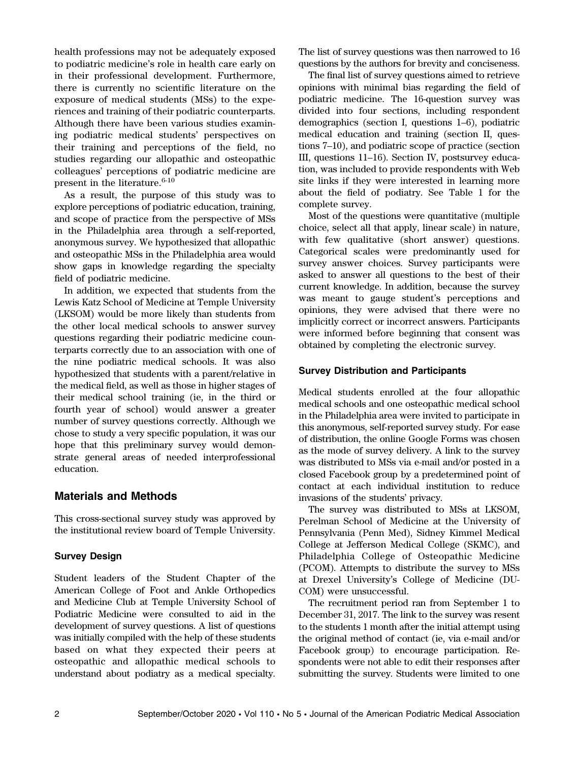health professions may not be adequately exposed to podiatric medicine's role in health care early on in their professional development. Furthermore, there is currently no scientific literature on the exposure of medical students (MSs) to the experiences and training of their podiatric counterparts. Although there have been various studies examining podiatric medical students' perspectives on their training and perceptions of the field, no studies regarding our allopathic and osteopathic colleagues' perceptions of podiatric medicine are present in the literature.[6-10]

As a result, the purpose of this study was to explore perceptions of podiatric education, training, and scope of practice from the perspective of MSs in the Philadelphia area through a self-reported, anonymous survey. We hypothesized that allopathic and osteopathic MSs in the Philadelphia area would show gaps in knowledge regarding the specialty field of podiatric medicine.

In addition, we expected that students from the Lewis Katz School of Medicine at Temple University (LKSOM) would be more likely than students from the other local medical schools to answer survey questions regarding their podiatric medicine counterparts correctly due to an association with one of the nine podiatric medical schools. It was also hypothesized that students with a parent/relative in the medical field, as well as those in higher stages of their medical school training (ie, in the third or fourth year of school) would answer a greater number of survey questions correctly. Although we chose to study a very specific population, it was our hope that this preliminary survey would demonstrate general areas of needed interprofessional education.

## Materials and Methods

This cross-sectional survey study was approved by the institutional review board of Temple University.

### Survey Design

Student leaders of the Student Chapter of the American College of Foot and Ankle Orthopedics and Medicine Club at Temple University School of Podiatric Medicine were consulted to aid in the development of survey questions. A list of questions was initially compiled with the help of these students based on what they expected their peers at osteopathic and allopathic medical schools to understand about podiatry as a medical specialty. The list of survey questions was then narrowed to 16 questions by the authors for brevity and conciseness.

The final list of survey questions aimed to retrieve opinions with minimal bias regarding the field of podiatric medicine. The 16-question survey was divided into four sections, including respondent demographics (section I, questions 1–6), podiatric medical education and training (section II, questions 7–10), and podiatric scope of practice (section III, questions 11–16). Section IV, postsurvey education, was included to provide respondents with Web site links if they were interested in learning more about the field of podiatry. See Table 1 for the complete survey.

Most of the questions were quantitative (multiple choice, select all that apply, linear scale) in nature, with few qualitative (short answer) questions. Categorical scales were predominantly used for survey answer choices. Survey participants were asked to answer all questions to the best of their current knowledge. In addition, because the survey was meant to gauge student's perceptions and opinions, they were advised that there were no implicitly correct or incorrect answers. Participants were informed before beginning that consent was obtained by completing the electronic survey.

### Survey Distribution and Participants

Medical students enrolled at the four allopathic medical schools and one osteopathic medical school in the Philadelphia area were invited to participate in this anonymous, self-reported survey study. For ease of distribution, the online Google Forms was chosen as the mode of survey delivery. A link to the survey was distributed to MSs via e-mail and/or posted in a closed Facebook group by a predetermined point of contact at each individual institution to reduce invasions of the students' privacy.

The survey was distributed to MSs at LKSOM, Perelman School of Medicine at the University of Pennsylvania (Penn Med), Sidney Kimmel Medical College at Jefferson Medical College (SKMC), and Philadelphia College of Osteopathic Medicine (PCOM). Attempts to distribute the survey to MSs at Drexel University's College of Medicine (DUCOM) were unsuccessful.

The recruitment period ran from September 1 to December 31, 2017. The link to the survey was resent to the students 1 month after the initial attempt using the original method of contact (ie, via e-mail and/or Facebook group) to encourage participation. Respondents were not able to edit their responses after submitting the survey. Students were limited to one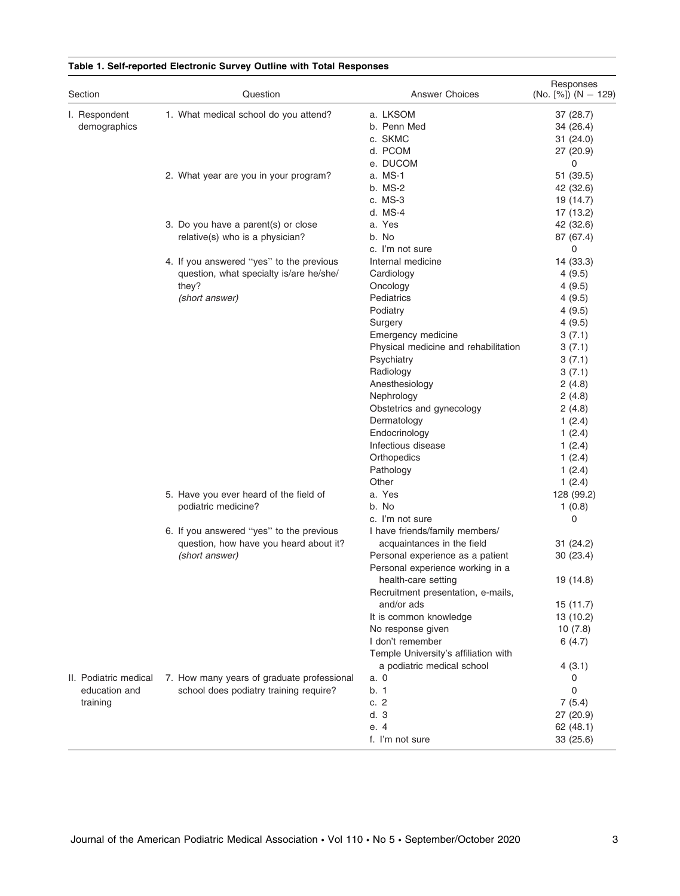**Table 1. Self-reported Electronic Survey Outline with Total Responses**

| Section | Question | Answer Choices | Responses (No. [%]) (N = 129) |
|---|---|---|---|
| I. Respondent demographics | 1. What medical school do you attend? | a. LKSOM | 37 (28.7) |
| | | b. Penn Med | 34 (26.4) |
| | | c. SKMC | 31 (24.0) |
| | | d. PCOM | 27 (20.9) |
| | | e. DUCOM | 0 |
| | 2. What year are you in your program? | a. MS-1 | 51 (39.5) |
| | | b. MS-2 | 42 (32.6) |
| | | c. MS-3 | 19 (14.7) |
| | | d. MS-4 | 17 (13.2) |
| | 3. Do you have a parent(s) or close relative(s) who is a physician? | a. Yes | 42 (32.6) |
| | | b. No | 87 (67.4) |
| | | c. I'm not sure | 0 |
| | 4. If you answered "yes" to the previous question, what specialty is/are he/she/they? *(short answer)* | Internal medicine | 14 (33.3) |
| | | Cardiology | 4 (9.5) |
| | | Oncology | 4 (9.5) |
| | | Pediatrics | 4 (9.5) |
| | | Podiatry | 4 (9.5) |
| | | Surgery | 4 (9.5) |
| | | Emergency medicine | 3 (7.1) |
| | | Physical medicine and rehabilitation | 3 (7.1) |
| | | Psychiatry | 3 (7.1) |
| | | Radiology | 3 (7.1) |
| | | Anesthesiology | 2 (4.8) |
| | | Nephrology | 2 (4.8) |
| | | Obstetrics and gynecology | 2 (4.8) |
| | | Dermatology | 1 (2.4) |
| | | Endocrinology | 1 (2.4) |
| | | Infectious disease | 1 (2.4) |
| | | Orthopedics | 1 (2.4) |
| | | Pathology | 1 (2.4) |
| | | Other | 1 (2.4) |
| | 5. Have you ever heard of the field of podiatric medicine? | a. Yes | 128 (99.2) |
| | | b. No | 1 (0.8) |
| | | c. I'm not sure | 0 |
| | 6. If you answered "yes" to the previous question, how have you heard about it? *(short answer)* | I have friends/family members/acquaintances in the field | 31 (24.2) |
| | | Personal experience as a patient | 30 (23.4) |
| | | Personal experience working in a health-care setting | 19 (14.8) |
| | | Recruitment presentation, e-mails, and/or ads | 15 (11.7) |
| | | It is common knowledge | 13 (10.2) |
| | | No response given | 10 (7.8) |
| | | I don't remember | 6 (4.7) |
| | | Temple University's affiliation with a podiatric medical school | 4 (3.1) |
| II. Podiatric medical education and training | 7. How many years of graduate professional school does podiatry training require? | a. 0 | 0 |
| | | b. 1 | 0 |
| | | c. 2 | 7 (5.4) |
| | | d. 3 | 27 (20.9) |
| | | e. 4 | 62 (48.1) |
| | | f. I'm not sure | 33 (25.6) |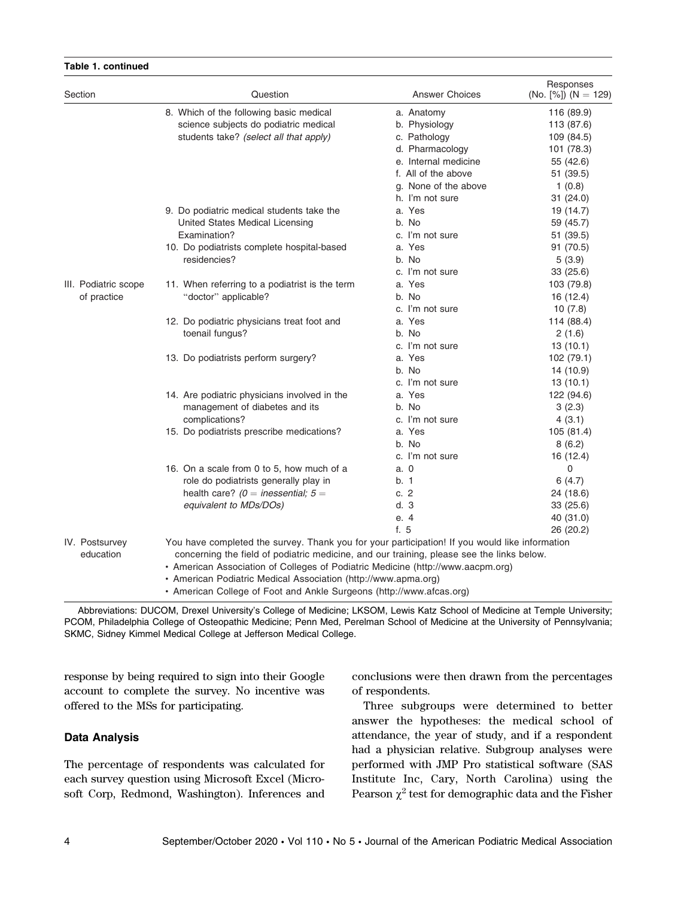**Table 1. continued**

| Section | Question | Answer Choices | Responses (No. [%]) (N = 129) |
|---|---|---|---|
| | 8. Which of the following basic medical science subjects do podiatric medical students take? *(select all that apply)* | a. Anatomy | 116 (89.9) |
| | | b. Physiology | 113 (87.6) |
| | | c. Pathology | 109 (84.5) |
| | | d. Pharmacology | 101 (78.3) |
| | | e. Internal medicine | 55 (42.6) |
| | | f. All of the above | 51 (39.5) |
| | | g. None of the above | 1 (0.8) |
| | | h. I'm not sure | 31 (24.0) |
| | 9. Do podiatric medical students take the United States Medical Licensing Examination? | a. Yes | 19 (14.7) |
| | | b. No | 59 (45.7) |
| | | c. I'm not sure | 51 (39.5) |
| | 10. Do podiatrists complete hospital-based residencies? | a. Yes | 91 (70.5) |
| | | b. No | 5 (3.9) |
| | | c. I'm not sure | 33 (25.6) |
| III. Podiatric scope of practice | 11. When referring to a podiatrist is the term "doctor" applicable? | a. Yes | 103 (79.8) |
| | | b. No | 16 (12.4) |
| | | c. I'm not sure | 10 (7.8) |
| | 12. Do podiatric physicians treat foot and toenail fungus? | a. Yes | 114 (88.4) |
| | | b. No | 2 (1.6) |
| | | c. I'm not sure | 13 (10.1) |
| | 13. Do podiatrists perform surgery? | a. Yes | 102 (79.1) |
| | | b. No | 14 (10.9) |
| | | c. I'm not sure | 13 (10.1) |
| | 14. Are podiatric physicians involved in the management of diabetes and its complications? | a. Yes | 122 (94.6) |
| | | b. No | 3 (2.3) |
| | | c. I'm not sure | 4 (3.1) |
| | 15. Do podiatrists prescribe medications? | a. Yes | 105 (81.4) |
| | | b. No | 8 (6.2) |
| | | c. I'm not sure | 16 (12.4) |
| | 16. On a scale from 0 to 5, how much of a role do podiatrists generally play in health care? *(0 = inessential; 5 = equivalent to MDs/DOs)* | a. 0 | 0 |
| | | b. 1 | 6 (4.7) |
| | | c. 2 | 24 (18.6) |
| | | d. 3 | 33 (25.6) |
| | | e. 4 | 40 (31.0) |
| | | f. 5 | 26 (20.2) |
| IV. Postsurvey education | You have completed the survey. Thank you for your participation! If you would like information concerning the field of podiatric medicine, and our training, please see the links below. • American Association of Colleges of Podiatric Medicine (http://www.aacpm.org) • American Podiatric Medical Association (http://www.apma.org) • American College of Foot and Ankle Surgeons (http://www.afcas.org) | | |

Abbreviations: DUCOM, Drexel University's College of Medicine; LKSOM, Lewis Katz School of Medicine at Temple University; PCOM, Philadelphia College of Osteopathic Medicine; Penn Med, Perelman School of Medicine at the University of Pennsylvania; SKMC, Sidney Kimmel Medical College at Jefferson Medical College.

response by being required to sign into their Google account to complete the survey. No incentive was offered to the MSs for participating.

### Data Analysis

The percentage of respondents was calculated for each survey question using Microsoft Excel (Microsoft Corp, Redmond, Washington). Inferences and conclusions were then drawn from the percentages of respondents.

Three subgroups were determined to better answer the hypotheses: the medical school of attendance, the year of study, and if a respondent had a physician relative. Subgroup analyses were performed with JMP Pro statistical software (SAS Institute Inc, Cary, North Carolina) using the Pearson $\chi^2$ test for demographic data and the Fisher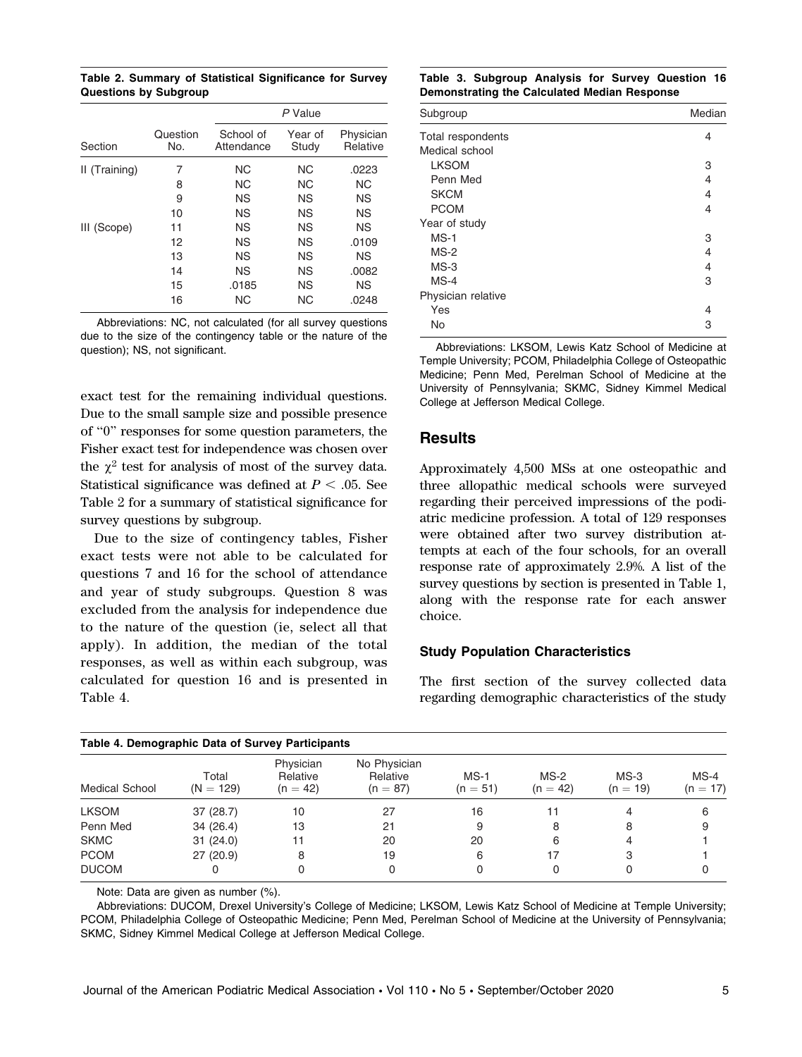**Table 2. Summary of Statistical Significance for Survey Questions by Subgroup**

| Section | Question No. | P Value | | |
|---|---|---|---|---|
| | | School of Attendance | Year of Study | Physician Relative |
| II (Training) | 7 | NC | NC | .0223 |
| | 8 | NC | NC | NC |
| | 9 | NS | NS | NS |
| | 10 | NS | NS | NS |
| III (Scope) | 11 | NS | NS | NS |
| | 12 | NS | NS | .0109 |
| | 13 | NS | NS | NS |
| | 14 | NS | NS | .0082 |
| | 15 | .0185 | NS | NS |
| | 16 | NC | NC | .0248 |

Abbreviations: NC, not calculated (for all survey questions due to the size of the contingency table or the nature of the question); NS, not significant.

exact test for the remaining individual questions. Due to the small sample size and possible presence of "0" responses for some question parameters, the Fisher exact test for independence was chosen over the $\chi^2$ test for analysis of most of the survey data. Statistical significance was defined at $P < .05$. See Table 2 for a summary of statistical significance for survey questions by subgroup.

Due to the size of contingency tables, Fisher exact tests were not able to be calculated for questions 7 and 16 for the school of attendance and year of study subgroups. Question 8 was excluded from the analysis for independence due to the nature of the question (ie, select all that apply). In addition, the median of the total responses, as well as within each subgroup, was calculated for question 16 and is presented in Table 4.

**Table 3. Subgroup Analysis for Survey Question 16 Demonstrating the Calculated Median Response**

| Subgroup | Median |
|---|---|
| Total respondents | 4 |
| Medical school | |
| LKSOM | 3 |
| Penn Med | 4 |
| SKCM | 4 |
| PCOM | 4 |
| Year of study | |
| MS-1 | 3 |
| MS-2 | 4 |
| MS-3 | 4 |
| MS-4 | 3 |
| Physician relative | |
| Yes | 4 |
| No | 3 |

Abbreviations: LKSOM, Lewis Katz School of Medicine at Temple University; PCOM, Philadelphia College of Osteopathic Medicine; Penn Med, Perelman School of Medicine at the University of Pennsylvania; SKMC, Sidney Kimmel Medical College at Jefferson Medical College.

## Results

Approximately 4,500 MSs at one osteopathic and three allopathic medical schools were surveyed regarding their perceived impressions of the podiatric medicine profession. A total of 129 responses were obtained after two survey distribution attempts at each of the four schools, for an overall response rate of approximately 2.9%. A list of the survey questions by section is presented in Table 1, along with the response rate for each answer choice.

### Study Population Characteristics

The first section of the survey collected data regarding demographic characteristics of the study

**Table 4. Demographic Data of Survey Participants**

| Medical School | Total (N = 129) | Physician Relative (n = 42) | No Physician Relative (n = 87) | MS-1 (n = 51) | MS-2 (n = 42) | MS-3 (n = 19) | MS-4 (n = 17) |
|---|---|---|---|---|---|---|---|
| LKSOM | 37 (28.7) | 10 | 27 | 16 | 11 | 4 | 6 |
| Penn Med | 34 (26.4) | 13 | 21 | 9 | 8 | 8 | 9 |
| SKMC | 31 (24.0) | 11 | 20 | 20 | 6 | 4 | 1 |
| PCOM | 27 (20.9) | 8 | 19 | 6 | 17 | 3 | 1 |
| DUCOM | 0 | 0 | 0 | 0 | 0 | 0 | 0 |

Note: Data are given as number (%).

Abbreviations: DUCOM, Drexel University's College of Medicine; LKSOM, Lewis Katz School of Medicine at Temple University; PCOM, Philadelphia College of Osteopathic Medicine; Penn Med, Perelman School of Medicine at the University of Pennsylvania; SKMC, Sidney Kimmel Medical College at Jefferson Medical College.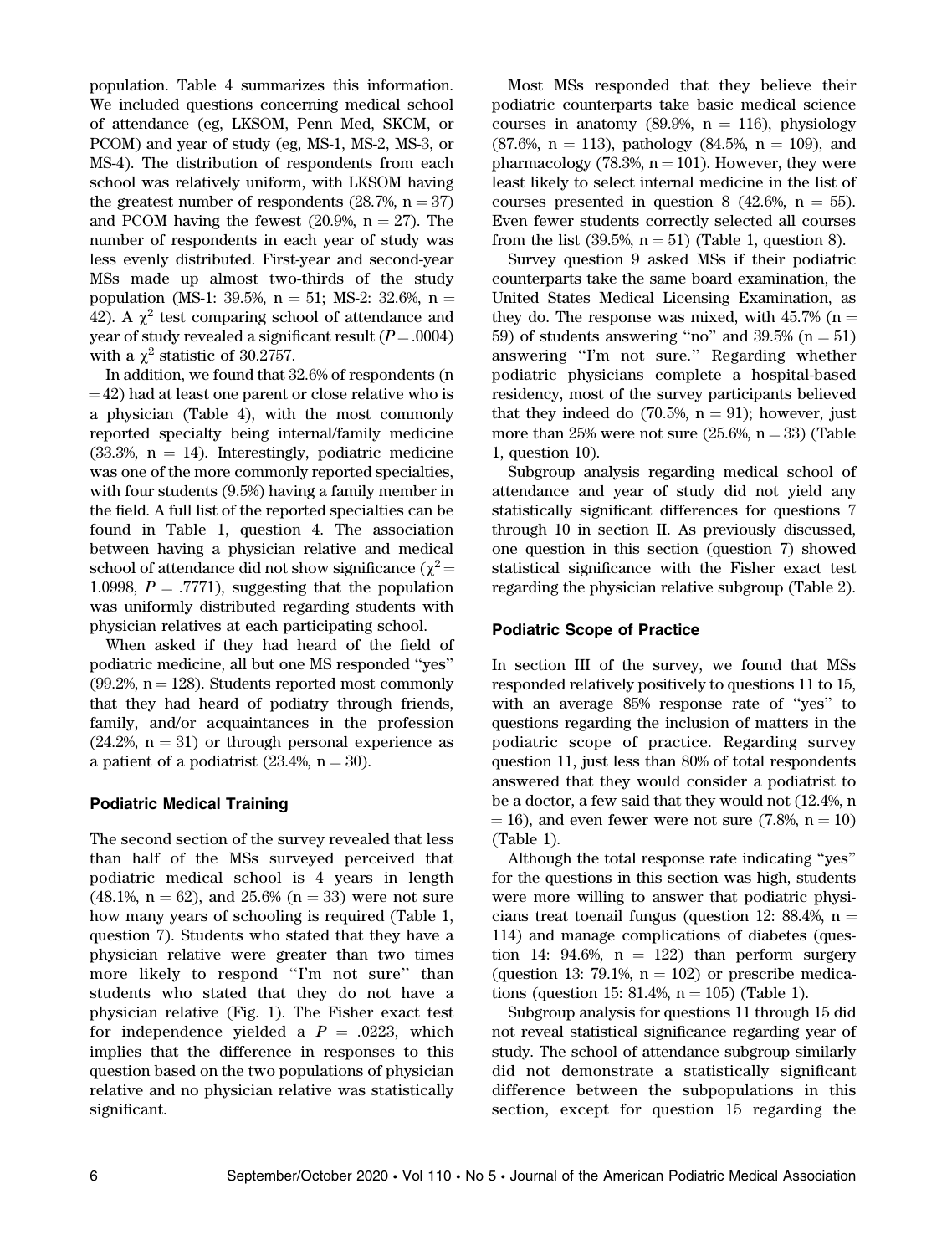population. Table 4 summarizes this information. We included questions concerning medical school of attendance (eg, LKSOM, Penn Med, SKCM, or PCOM) and year of study (eg, MS-1, MS-2, MS-3, or MS-4). The distribution of respondents from each school was relatively uniform, with LKSOM having the greatest number of respondents (28.7%, n = 37) and PCOM having the fewest (20.9%, n = 27). The number of respondents in each year of study was less evenly distributed. First-year and second-year MSs made up almost two-thirds of the study population (MS-1: 39.5%, n = 51; MS-2: 32.6%, n = 42). A $\chi^2$ test comparing school of attendance and year of study revealed a significant result ($P = .0004$) with a $\chi^2$ statistic of 30.2757.

In addition, we found that 32.6% of respondents (n = 42) had at least one parent or close relative who is a physician (Table 4), with the most commonly reported specialty being internal/family medicine (33.3%, n = 14). Interestingly, podiatric medicine was one of the more commonly reported specialties, with four students (9.5%) having a family member in the field. A full list of the reported specialties can be found in Table 1, question 4. The association between having a physician relative and medical school of attendance did not show significance ($\chi^2 = 1.0998$, $P = .7771$), suggesting that the population was uniformly distributed regarding students with physician relatives at each participating school.

When asked if they had heard of the field of podiatric medicine, all but one MS responded "yes" (99.2%, n = 128). Students reported most commonly that they had heard of podiatry through friends, family, and/or acquaintances in the profession (24.2%, n = 31) or through personal experience as a patient of a podiatrist (23.4%, n = 30).

### Podiatric Medical Training

The second section of the survey revealed that less than half of the MSs surveyed perceived that podiatric medical school is 4 years in length (48.1%, n = 62), and 25.6% (n = 33) were not sure how many years of schooling is required (Table 1, question 7). Students who stated that they have a physician relative were greater than two times more likely to respond "I'm not sure" than students who stated that they do not have a physician relative (Fig. 1). The Fisher exact test for independence yielded a $P = .0223$, which implies that the difference in responses to this question based on the two populations of physician relative and no physician relative was statistically significant.

Most MSs responded that they believe their podiatric counterparts take basic medical science courses in anatomy (89.9%, n = 116), physiology (87.6%, n = 113), pathology (84.5%, n = 109), and pharmacology (78.3%, n = 101). However, they were least likely to select internal medicine in the list of courses presented in question 8 (42.6%, n = 55). Even fewer students correctly selected all courses from the list (39.5%, n = 51) (Table 1, question 8).

Survey question 9 asked MSs if their podiatric counterparts take the same board examination, the United States Medical Licensing Examination, as they do. The response was mixed, with 45.7% (n = 59) of students answering "no" and 39.5% (n = 51) answering "I'm not sure." Regarding whether podiatric physicians complete a hospital-based residency, most of the survey participants believed that they indeed do (70.5%, n = 91); however, just more than 25% were not sure (25.6%, n = 33) (Table 1, question 10).

Subgroup analysis regarding medical school of attendance and year of study did not yield any statistically significant differences for questions 7 through 10 in section II. As previously discussed, one question in this section (question 7) showed statistical significance with the Fisher exact test regarding the physician relative subgroup (Table 2).

### Podiatric Scope of Practice

In section III of the survey, we found that MSs responded relatively positively to questions 11 to 15, with an average 85% response rate of "yes" to questions regarding the inclusion of matters in the podiatric scope of practice. Regarding survey question 11, just less than 80% of total respondents answered that they would consider a podiatrist to be a doctor, a few said that they would not (12.4%, n = 16), and even fewer were not sure (7.8%, n = 10) (Table 1).

Although the total response rate indicating "yes" for the questions in this section was high, students were more willing to answer that podiatric physicians treat toenail fungus (question 12: 88.4%, n = 114) and manage complications of diabetes (question 14: 94.6%, n = 122) than perform surgery (question 13: 79.1%, n = 102) or prescribe medications (question 15: 81.4%, n = 105) (Table 1).

Subgroup analysis for questions 11 through 15 did not reveal statistical significance regarding year of study. The school of attendance subgroup similarly did not demonstrate a statistically significant difference between the subpopulations in this section, except for question 15 regarding the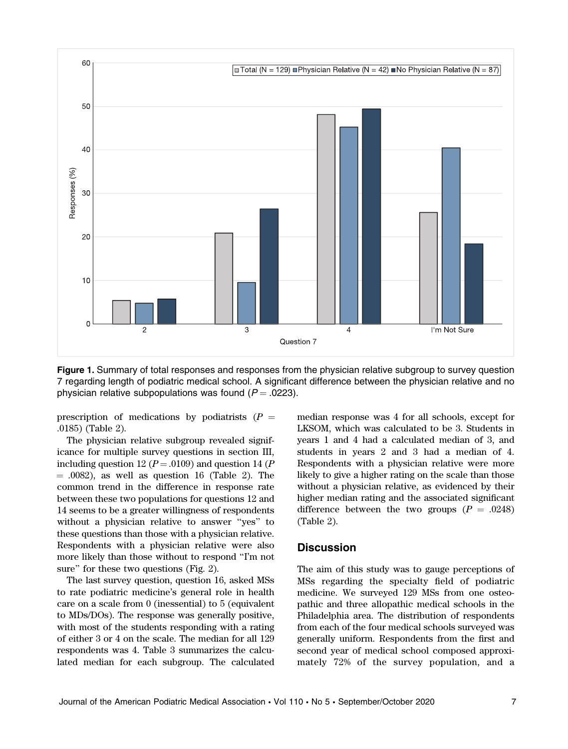**Figure 1.** Summary of total responses and responses from the physician relative subgroup to survey question 7 regarding length of podiatric medical school. A significant difference between the physician relative and no physician relative subpopulations was found ($P = .0223$).

prescription of medications by podiatrists ($P = .0185$) (Table 2).

The physician relative subgroup revealed significance for multiple survey questions in section III, including question 12 ($P = .0109$) and question 14 ($P = .0082$), as well as question 16 (Table 2). The common trend in the difference in response rate between these two populations for questions 12 and 14 seems to be a greater willingness of respondents without a physician relative to answer "yes" to these questions than those with a physician relative. Respondents with a physician relative were also more likely than those without to respond "I'm not sure" for these two questions (Fig. 2).

The last survey question, question 16, asked MSs to rate podiatric medicine's general role in health care on a scale from 0 (inessential) to 5 (equivalent to MDs/DOs). The response was generally positive, with most of the students responding with a rating of either 3 or 4 on the scale. The median for all 129 respondents was 4. Table 3 summarizes the calculated median for each subgroup. The calculated median response was 4 for all schools, except for LKSOM, which was calculated to be 3. Students in years 1 and 4 had a calculated median of 3, and students in years 2 and 3 had a median of 4. Respondents with a physician relative were more likely to give a higher rating on the scale than those without a physician relative, as evidenced by their higher median rating and the associated significant difference between the two groups ($P = .0248$) (Table 2).

## Discussion

The aim of this study was to gauge perceptions of MSs regarding the specialty field of podiatric medicine. We surveyed 129 MSs from one osteopathic and three allopathic medical schools in the Philadelphia area. The distribution of respondents from each of the four medical schools surveyed was generally uniform. Respondents from the first and second year of medical school composed approximately 72% of the survey population, and a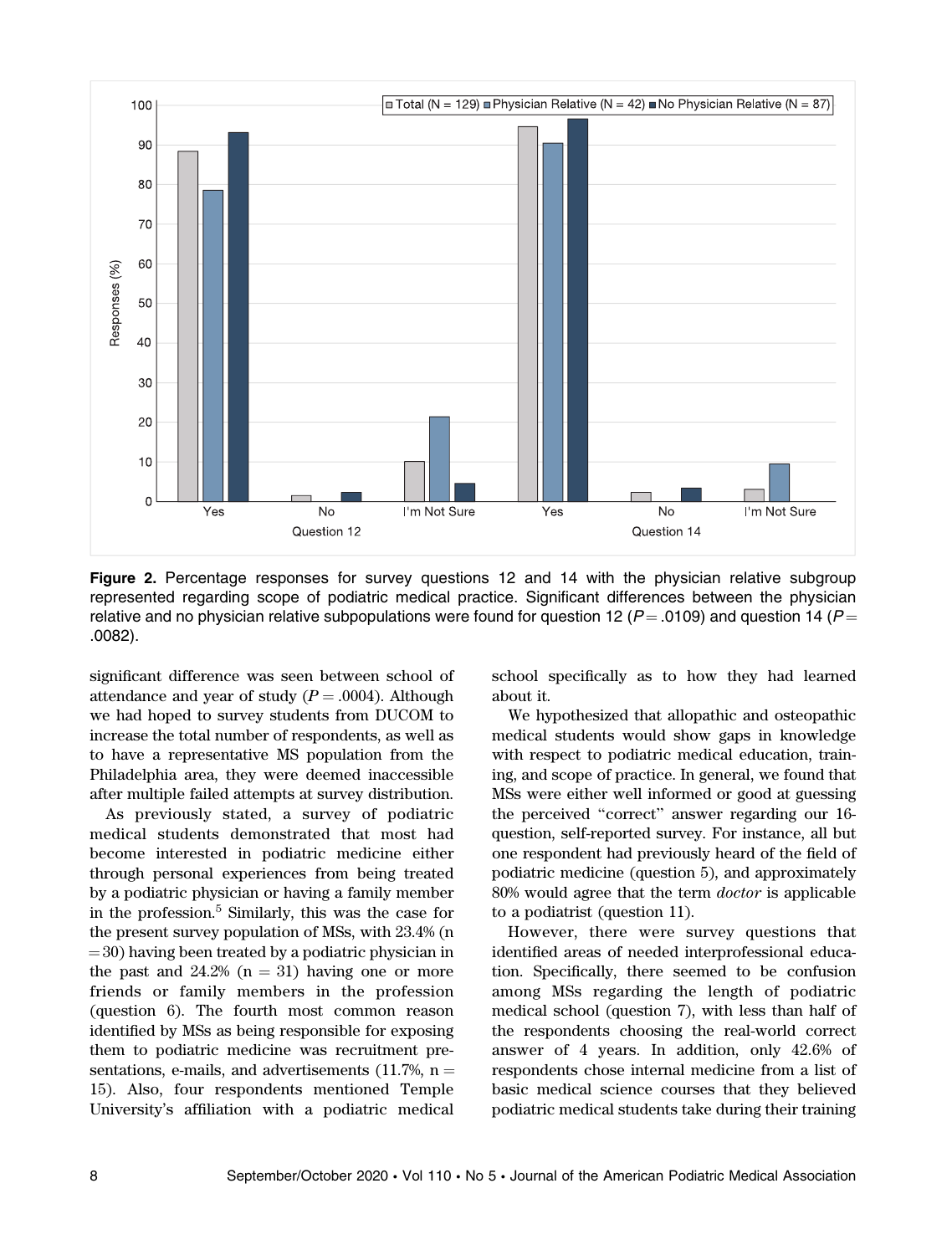**Figure 2.** Percentage responses for survey questions 12 and 14 with the physician relative subgroup represented regarding scope of podiatric medical practice. Significant differences between the physician relative and no physician relative subpopulations were found for question 12 ($P = .0109$) and question 14 ($P = .0082$).

significant difference was seen between school of attendance and year of study ($P = .0004$). Although we had hoped to survey students from DUCOM to increase the total number of respondents, as well as to have a representative MS population from the Philadelphia area, they were deemed inaccessible after multiple failed attempts at survey distribution.

As previously stated, a survey of podiatric medical students demonstrated that most had become interested in podiatric medicine either through personal experiences from being treated by a podiatric physician or having a family member in the profession.[5] Similarly, this was the case for the present survey population of MSs, with 23.4% (n = 30) having been treated by a podiatric physician in the past and 24.2% (n = 31) having one or more friends or family members in the profession (question 6). The fourth most common reason identified by MSs as being responsible for exposing them to podiatric medicine was recruitment presentations, e-mails, and advertisements (11.7%, n = 15). Also, four respondents mentioned Temple University's affiliation with a podiatric medical school specifically as to how they had learned about it.

We hypothesized that allopathic and osteopathic medical students would show gaps in knowledge with respect to podiatric medical education, training, and scope of practice. In general, we found that MSs were either well informed or good at guessing the perceived "correct" answer regarding our 16-question, self-reported survey. For instance, all but one respondent had previously heard of the field of podiatric medicine (question 5), and approximately 80% would agree that the term *doctor* is applicable to a podiatrist (question 11).

However, there were survey questions that identified areas of needed interprofessional education. Specifically, there seemed to be confusion among MSs regarding the length of podiatric medical school (question 7), with less than half of the respondents choosing the real-world correct answer of 4 years. In addition, only 42.6% of respondents chose internal medicine from a list of basic medical science courses that they believed podiatric medical students take during their training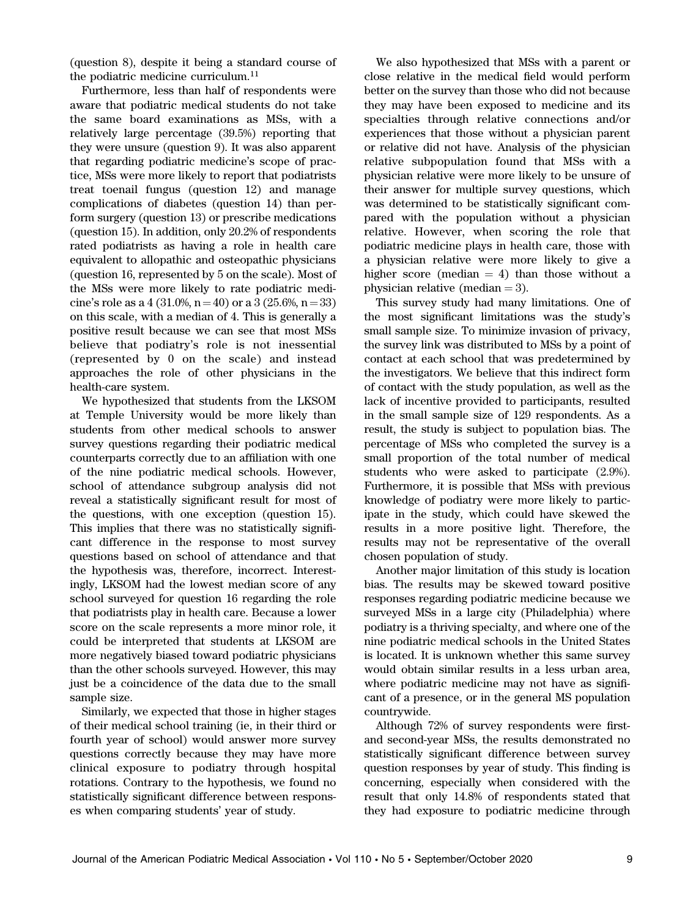(question 8), despite it being a standard course of the podiatric medicine curriculum.[11]

Furthermore, less than half of respondents were aware that podiatric medical students do not take the same board examinations as MSs, with a relatively large percentage (39.5%) reporting that they were unsure (question 9). It was also apparent that regarding podiatric medicine's scope of practice, MSs were more likely to report that podiatrists treat toenail fungus (question 12) and manage complications of diabetes (question 14) than perform surgery (question 13) or prescribe medications (question 15). In addition, only 20.2% of respondents rated podiatrists as having a role in health care equivalent to allopathic and osteopathic physicians (question 16, represented by 5 on the scale). Most of the MSs were more likely to rate podiatric medicine's role as a 4 (31.0%, n = 40) or a 3 (25.6%, n = 33) on this scale, with a median of 4. This is generally a positive result because we can see that most MSs believe that podiatry's role is not inessential (represented by 0 on the scale) and instead approaches the role of other physicians in the health-care system.

We hypothesized that students from the LKSOM at Temple University would be more likely than students from other medical schools to answer survey questions regarding their podiatric medical counterparts correctly due to an affiliation with one of the nine podiatric medical schools. However, school of attendance subgroup analysis did not reveal a statistically significant result for most of the questions, with one exception (question 15). This implies that there was no statistically significant difference in the response to most survey questions based on school of attendance and that the hypothesis was, therefore, incorrect. Interestingly, LKSOM had the lowest median score of any school surveyed for question 16 regarding the role that podiatrists play in health care. Because a lower score on the scale represents a more minor role, it could be interpreted that students at LKSOM are more negatively biased toward podiatric physicians than the other schools surveyed. However, this may just be a coincidence of the data due to the small sample size.

Similarly, we expected that those in higher stages of their medical school training (ie, in their third or fourth year of school) would answer more survey questions correctly because they may have more clinical exposure to podiatry through hospital rotations. Contrary to the hypothesis, we found no statistically significant difference between responses when comparing students' year of study.

We also hypothesized that MSs with a parent or close relative in the medical field would perform better on the survey than those who did not because they may have been exposed to medicine and its specialties through relative connections and/or experiences that those without a physician parent or relative did not have. Analysis of the physician relative subpopulation found that MSs with a physician relative were more likely to be unsure of their answer for multiple survey questions, which was determined to be statistically significant compared with the population without a physician relative. However, when scoring the role that podiatric medicine plays in health care, those with a physician relative were more likely to give a higher score (median = 4) than those without a physician relative (median = 3).

This survey study had many limitations. One of the most significant limitations was the study's small sample size. To minimize invasion of privacy, the survey link was distributed to MSs by a point of contact at each school that was predetermined by the investigators. We believe that this indirect form of contact with the study population, as well as the lack of incentive provided to participants, resulted in the small sample size of 129 respondents. As a result, the study is subject to population bias. The percentage of MSs who completed the survey is a small proportion of the total number of medical students who were asked to participate (2.9%). Furthermore, it is possible that MSs with previous knowledge of podiatry were more likely to participate in the study, which could have skewed the results in a more positive light. Therefore, the results may not be representative of the overall chosen population of study.

Another major limitation of this study is location bias. The results may be skewed toward positive responses regarding podiatric medicine because we surveyed MSs in a large city (Philadelphia) where podiatry is a thriving specialty, and where one of the nine podiatric medical schools in the United States is located. It is unknown whether this same survey would obtain similar results in a less urban area, where podiatric medicine may not have as significant of a presence, or in the general MS population countrywide.

Although 72% of survey respondents were first- and second-year MSs, the results demonstrated no statistically significant difference between survey question responses by year of study. This finding is concerning, especially when considered with the result that only 14.8% of respondents stated that they had exposure to podiatric medicine through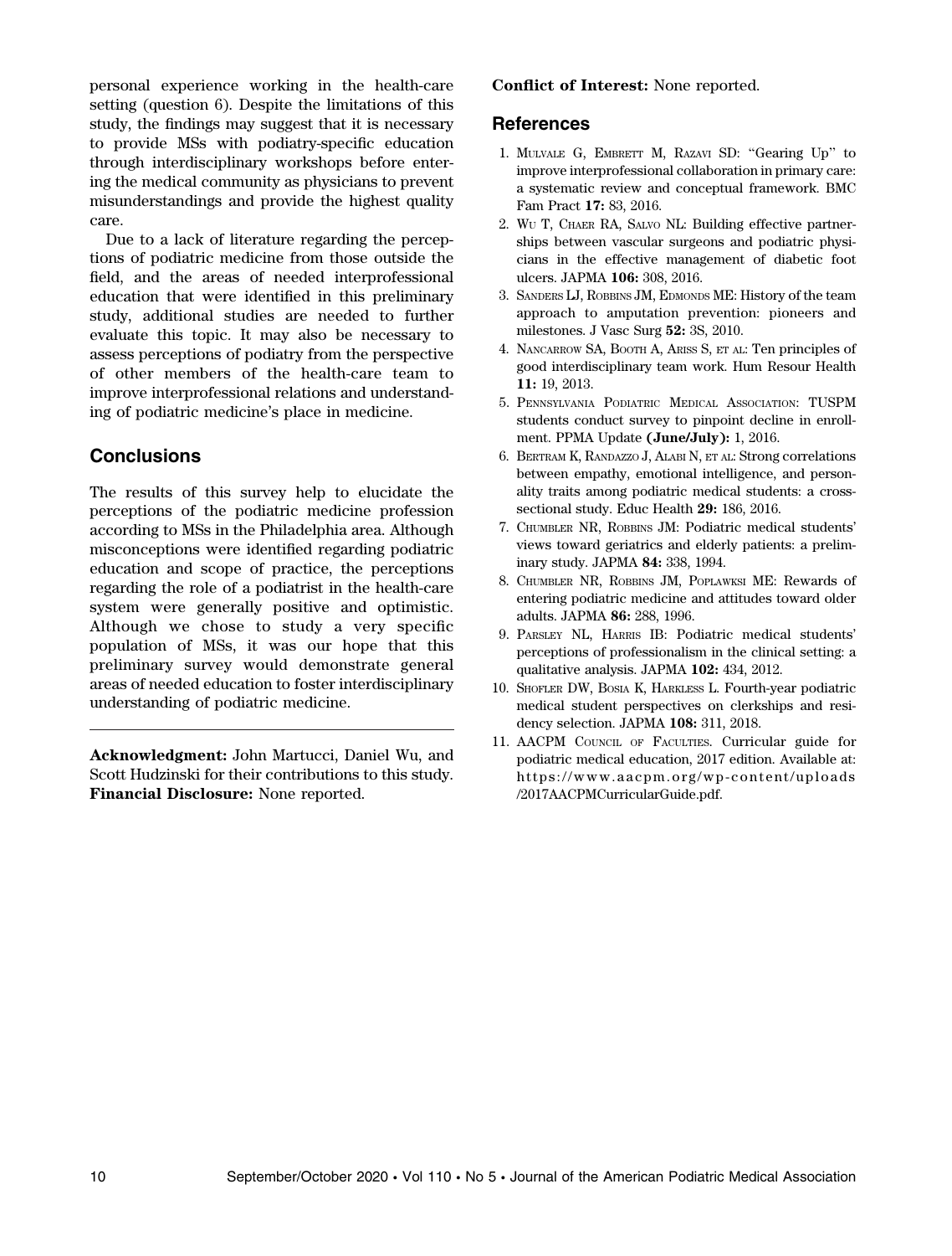personal experience working in the health-care setting (question 6). Despite the limitations of this study, the findings may suggest that it is necessary to provide MSs with podiatry-specific education through interdisciplinary workshops before entering the medical community as physicians to prevent misunderstandings and provide the highest quality care.

Due to a lack of literature regarding the perceptions of podiatric medicine from those outside the field, and the areas of needed interprofessional education that were identified in this preliminary study, additional studies are needed to further evaluate this topic. It may also be necessary to assess perceptions of podiatry from the perspective of other members of the health-care team to improve interprofessional relations and understanding of podiatric medicine's place in medicine.

## Conclusions

The results of this survey help to elucidate the perceptions of the podiatric medicine profession according to MSs in the Philadelphia area. Although misconceptions were identified regarding podiatric education and scope of practice, the perceptions regarding the role of a podiatrist in the health-care system were generally positive and optimistic. Although we chose to study a very specific population of MSs, it was our hope that this preliminary survey would demonstrate general areas of needed education to foster interdisciplinary understanding of podiatric medicine.

---

**Acknowledgment:** John Martucci, Daniel Wu, and Scott Hudzinski for their contributions to this study.
**Financial Disclosure:** None reported.
**Conflict of Interest:** None reported.

## References

1. Mulvale G, Embrett M, Razavi SD: "Gearing Up" to improve interprofessional collaboration in primary care: a systematic review and conceptual framework. BMC Fam Pract **17:** 83, 2016.
2. Wu T, Chaer RA, Salvo NL: Building effective partnerships between vascular surgeons and podiatric physicians in the effective management of diabetic foot ulcers. JAPMA **106:** 308, 2016.
3. Sanders LJ, Robbins JM, Edmonds ME: History of the team approach to amputation prevention: pioneers and milestones. J Vasc Surg **52:** 3S, 2010.
4. Nancarrow SA, Booth A, Ariss S, et al: Ten principles of good interdisciplinary team work. Hum Resour Health **11:** 19, 2013.
5. Pennsylvania Podiatric Medical Association: TUSPM students conduct survey to pinpoint decline in enrollment. PPMA Update **(June/July):** 1, 2016.
6. Bertram K, Randazzo J, Alabi N, et al: Strong correlations between empathy, emotional intelligence, and personality traits among podiatric medical students: a cross-sectional study. Educ Health **29:** 186, 2016.
7. Chumbler NR, Robbins JM: Podiatric medical students' views toward geriatrics and elderly patients: a preliminary study. JAPMA **84:** 338, 1994.
8. Chumbler NR, Robbins JM, Poplawksi ME: Rewards of entering podiatric medicine and attitudes toward older adults. JAPMA **86:** 288, 1996.
9. Parsley NL, Harris IB: Podiatric medical students' perceptions of professionalism in the clinical setting: a qualitative analysis. JAPMA **102:** 434, 2012.
10. Shofler DW, Bosia K, Harkless L. Fourth-year podiatric medical student perspectives on clerkships and residency selection. JAPMA **108:** 311, 2018.
11. AACPM Council of Faculties. Curricular guide for podiatric medical education, 2017 edition. Available at: https://www.aacpm.org/wp-content/uploads/2017AACPMCurricularGuide.pdf.